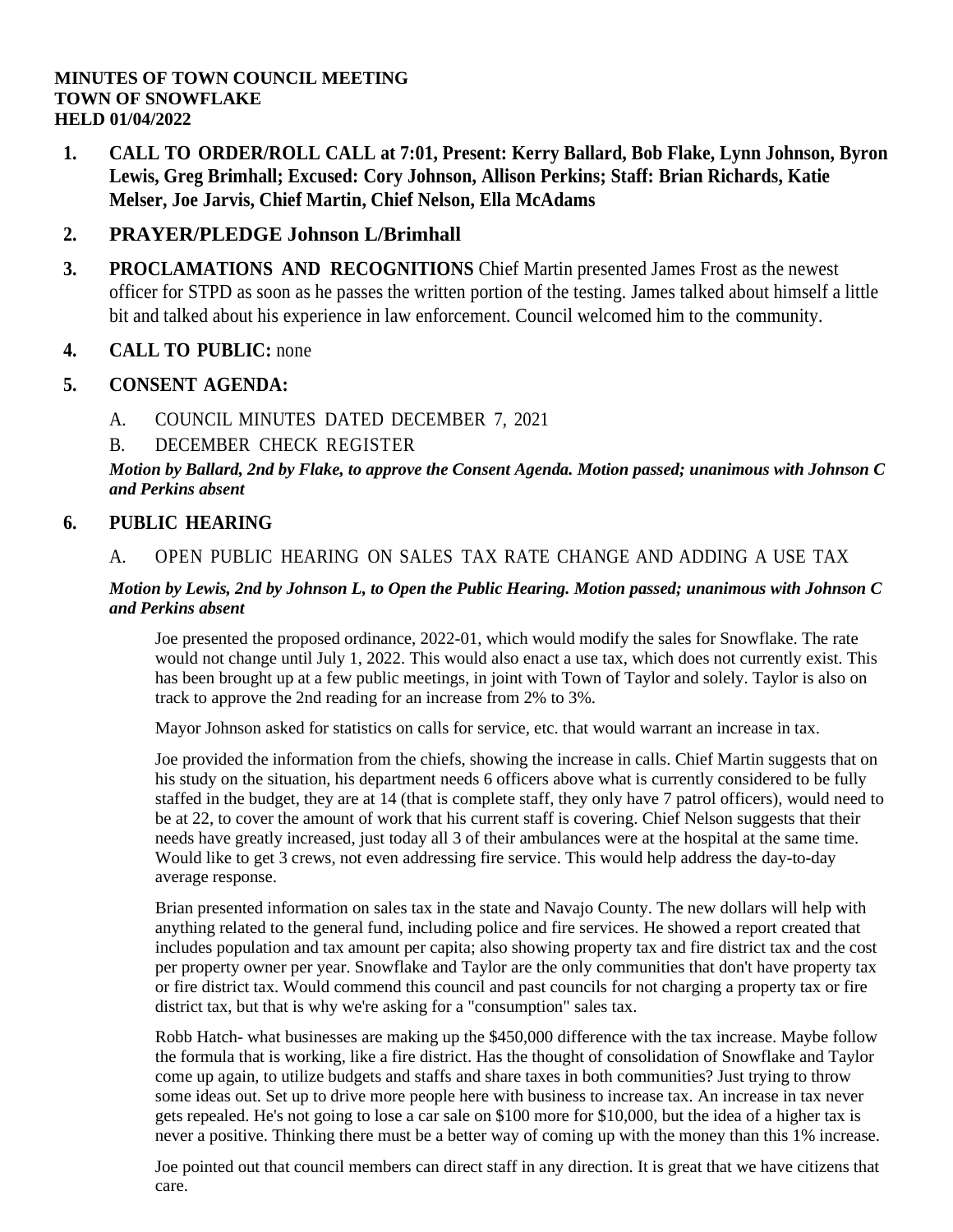**MINUTES OF TOWN COUNCIL MEETING**
**TOWN OF SNOWFLAKE**
**HELD 01/04/2022**

1. **CALL TO ORDER/ROLL CALL at 7:01, Present: Kerry Ballard, Bob Flake, Lynn Johnson, Byron Lewis, Greg Brimhall; Excused: Cory Johnson, Allison Perkins; Staff: Brian Richards, Katie Melser, Joe Jarvis, Chief Martin, Chief Nelson, Ella McAdams**

2. **PRAYER/PLEDGE Johnson L/Brimhall**

3. **PROCLAMATIONS AND RECOGNITIONS** Chief Martin presented James Frost as the newest officer for STPD as soon as he passes the written portion of the testing. James talked about himself a little bit and talked about his experience in law enforcement. Council welcomed him to the community.

4. **CALL TO PUBLIC:** none

5. **CONSENT AGENDA:**

   A. COUNCIL MINUTES DATED DECEMBER 7, 2021

   B. DECEMBER CHECK REGISTER

   ***Motion by Ballard, 2nd by Flake, to approve the Consent Agenda. Motion passed; unanimous with Johnson C and Perkins absent***

6. **PUBLIC HEARING**

   A. OPEN PUBLIC HEARING ON SALES TAX RATE CHANGE AND ADDING A USE TAX

   ***Motion by Lewis, 2nd by Johnson L, to Open the Public Hearing. Motion passed; unanimous with Johnson C and Perkins absent***

   Joe presented the proposed ordinance, 2022-01, which would modify the sales for Snowflake. The rate would not change until July 1, 2022. This would also enact a use tax, which does not currently exist. This has been brought up at a few public meetings, in joint with Town of Taylor and solely. Taylor is also on track to approve the 2nd reading for an increase from 2% to 3%.

   Mayor Johnson asked for statistics on calls for service, etc. that would warrant an increase in tax.

   Joe provided the information from the chiefs, showing the increase in calls. Chief Martin suggests that on his study on the situation, his department needs 6 officers above what is currently considered to be fully staffed in the budget, they are at 14 (that is complete staff, they only have 7 patrol officers), would need to be at 22, to cover the amount of work that his current staff is covering. Chief Nelson suggests that their needs have greatly increased, just today all 3 of their ambulances were at the hospital at the same time. Would like to get 3 crews, not even addressing fire service. This would help address the day-to-day average response.

   Brian presented information on sales tax in the state and Navajo County. The new dollars will help with anything related to the general fund, including police and fire services. He showed a report created that includes population and tax amount per capita; also showing property tax and fire district tax and the cost per property owner per year. Snowflake and Taylor are the only communities that don't have property tax or fire district tax. Would commend this council and past councils for not charging a property tax or fire district tax, but that is why we're asking for a "consumption" sales tax.

   Robb Hatch- what businesses are making up the $450,000 difference with the tax increase. Maybe follow the formula that is working, like a fire district. Has the thought of consolidation of Snowflake and Taylor come up again, to utilize budgets and staffs and share taxes in both communities? Just trying to throw some ideas out. Set up to drive more people here with business to increase tax. An increase in tax never gets repealed. He's not going to lose a car sale on $100 more for $10,000, but the idea of a higher tax is never a positive. Thinking there must be a better way of coming up with the money than this 1% increase.

   Joe pointed out that council members can direct staff in any direction. It is great that we have citizens that care.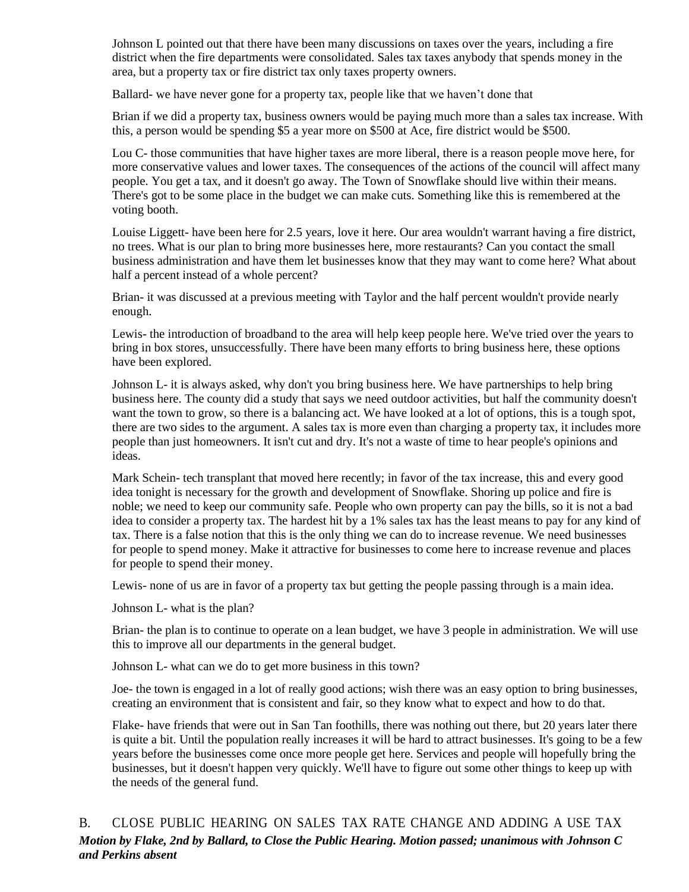Johnson L pointed out that there have been many discussions on taxes over the years, including a fire district when the fire departments were consolidated. Sales tax taxes anybody that spends money in the area, but a property tax or fire district tax only taxes property owners.

Ballard- we have never gone for a property tax, people like that we haven't done that

Brian if we did a property tax, business owners would be paying much more than a sales tax increase. With this, a person would be spending $5 a year more on $500 at Ace, fire district would be $500.

Lou C- those communities that have higher taxes are more liberal, there is a reason people move here, for more conservative values and lower taxes. The consequences of the actions of the council will affect many people. You get a tax, and it doesn't go away. The Town of Snowflake should live within their means. There's got to be some place in the budget we can make cuts. Something like this is remembered at the voting booth.

Louise Liggett- have been here for 2.5 years, love it here. Our area wouldn't warrant having a fire district, no trees. What is our plan to bring more businesses here, more restaurants? Can you contact the small business administration and have them let businesses know that they may want to come here? What about half a percent instead of a whole percent?

Brian- it was discussed at a previous meeting with Taylor and the half percent wouldn't provide nearly enough.

Lewis- the introduction of broadband to the area will help keep people here. We've tried over the years to bring in box stores, unsuccessfully. There have been many efforts to bring business here, these options have been explored.

Johnson L- it is always asked, why don't you bring business here. We have partnerships to help bring business here. The county did a study that says we need outdoor activities, but half the community doesn't want the town to grow, so there is a balancing act. We have looked at a lot of options, this is a tough spot, there are two sides to the argument. A sales tax is more even than charging a property tax, it includes more people than just homeowners. It isn't cut and dry. It's not a waste of time to hear people's opinions and ideas.

Mark Schein- tech transplant that moved here recently; in favor of the tax increase, this and every good idea tonight is necessary for the growth and development of Snowflake. Shoring up police and fire is noble; we need to keep our community safe. People who own property can pay the bills, so it is not a bad idea to consider a property tax. The hardest hit by a 1% sales tax has the least means to pay for any kind of tax. There is a false notion that this is the only thing we can do to increase revenue. We need businesses for people to spend money. Make it attractive for businesses to come here to increase revenue and places for people to spend their money.

Lewis- none of us are in favor of a property tax but getting the people passing through is a main idea.

Johnson L- what is the plan?

Brian- the plan is to continue to operate on a lean budget, we have 3 people in administration. We will use this to improve all our departments in the general budget.

Johnson L- what can we do to get more business in this town?

Joe- the town is engaged in a lot of really good actions; wish there was an easy option to bring businesses, creating an environment that is consistent and fair, so they know what to expect and how to do that.

Flake- have friends that were out in San Tan foothills, there was nothing out there, but 20 years later there is quite a bit. Until the population really increases it will be hard to attract businesses. It's going to be a few years before the businesses come once more people get here. Services and people will hopefully bring the businesses, but it doesn't happen very quickly. We'll have to figure out some other things to keep up with the needs of the general fund.

B. CLOSE PUBLIC HEARING ON SALES TAX RATE CHANGE AND ADDING A USE TAX

***Motion by Flake, 2nd by Ballard, to Close the Public Hearing. Motion passed; unanimous with Johnson C and Perkins absent***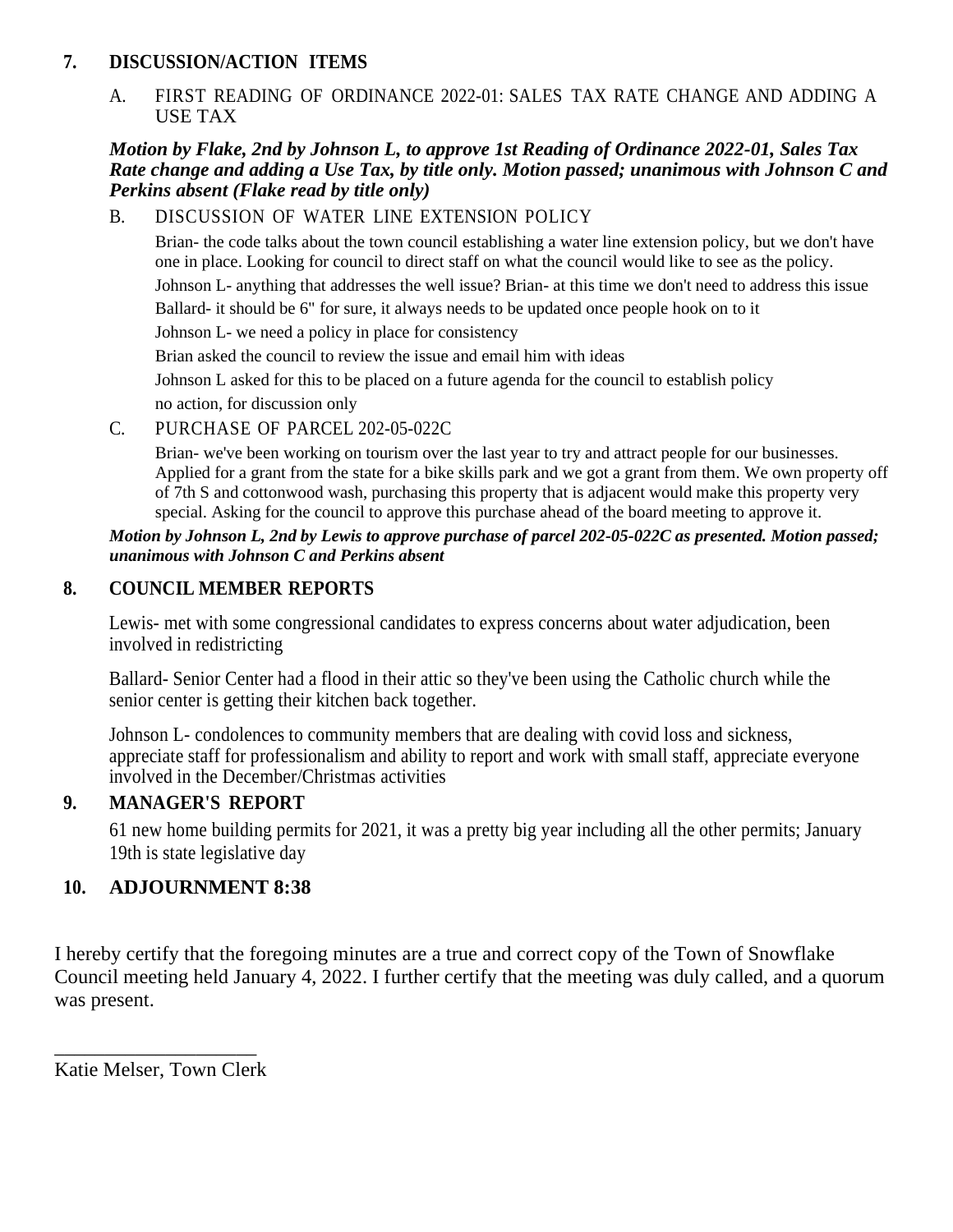## 7. DISCUSSION/ACTION ITEMS

A. FIRST READING OF ORDINANCE 2022-01: SALES TAX RATE CHANGE AND ADDING A USE TAX

***Motion by Flake, 2nd by Johnson L, to approve 1st Reading of Ordinance 2022-01, Sales Tax Rate change and adding a Use Tax, by title only. Motion passed; unanimous with Johnson C and Perkins absent (Flake read by title only)***

B. DISCUSSION OF WATER LINE EXTENSION POLICY

Brian- the code talks about the town council establishing a water line extension policy, but we don't have one in place. Looking for council to direct staff on what the council would like to see as the policy.

Johnson L- anything that addresses the well issue? Brian- at this time we don't need to address this issue

Ballard- it should be 6" for sure, it always needs to be updated once people hook on to it

Johnson L- we need a policy in place for consistency

Brian asked the council to review the issue and email him with ideas

Johnson L asked for this to be placed on a future agenda for the council to establish policy

no action, for discussion only

C. PURCHASE OF PARCEL 202-05-022C

Brian- we've been working on tourism over the last year to try and attract people for our businesses. Applied for a grant from the state for a bike skills park and we got a grant from them. We own property off of 7th S and cottonwood wash, purchasing this property that is adjacent would make this property very special. Asking for the council to approve this purchase ahead of the board meeting to approve it.

***Motion by Johnson L, 2nd by Lewis to approve purchase of parcel 202-05-022C as presented. Motion passed; unanimous with Johnson C and Perkins absent***

## 8. COUNCIL MEMBER REPORTS

Lewis- met with some congressional candidates to express concerns about water adjudication, been involved in redistricting

Ballard- Senior Center had a flood in their attic so they've been using the Catholic church while the senior center is getting their kitchen back together.

Johnson L- condolences to community members that are dealing with covid loss and sickness, appreciate staff for professionalism and ability to report and work with small staff, appreciate everyone involved in the December/Christmas activities

## 9. MANAGER'S REPORT

61 new home building permits for 2021, it was a pretty big year including all the other permits; January 19th is state legislative day

## 10. ADJOURNMENT 8:38

I hereby certify that the foregoing minutes are a true and correct copy of the Town of Snowflake Council meeting held January 4, 2022. I further certify that the meeting was duly called, and a quorum was present.

\_\_\_\_\_\_\_\_\_\_\_\_\_\_\_\_\_\_\_\_

Katie Melser, Town Clerk